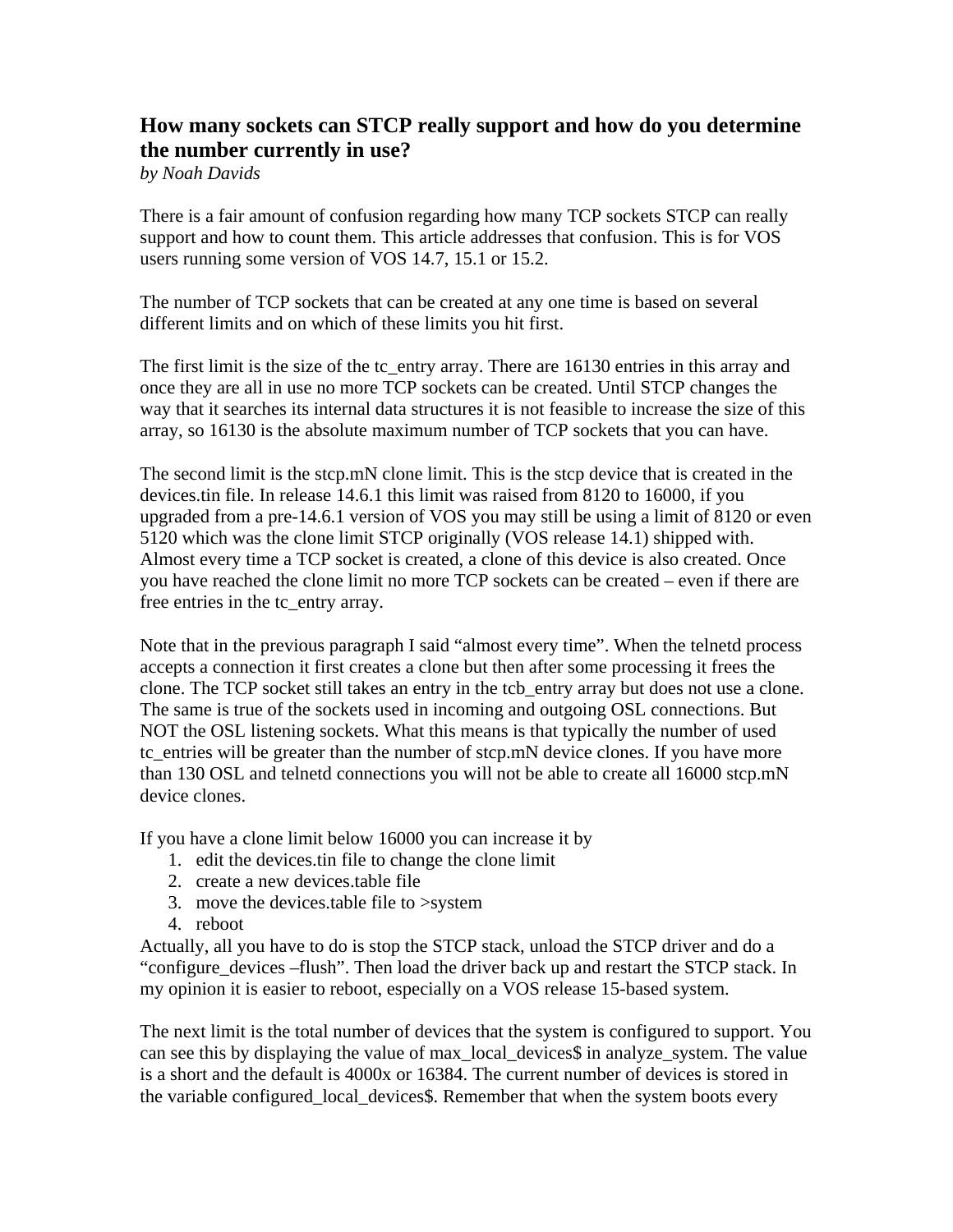# How many sockets can STCP really support and how do you determine the number currently in use?

*by Noah Davids*

There is a fair amount of confusion regarding how many TCP sockets STCP can really support and how to count them. This article addresses that confusion. This is for VOS users running some version of VOS 14.7, 15.1 or 15.2.

The number of TCP sockets that can be created at any one time is based on several different limits and on which of these limits you hit first.

The first limit is the size of the tc_entry array. There are 16130 entries in this array and once they are all in use no more TCP sockets can be created. Until STCP changes the way that it searches its internal data structures it is not feasible to increase the size of this array, so 16130 is the absolute maximum number of TCP sockets that you can have.

The second limit is the stcp.mN clone limit. This is the stcp device that is created in the devices.tin file. In release 14.6.1 this limit was raised from 8120 to 16000, if you upgraded from a pre-14.6.1 version of VOS you may still be using a limit of 8120 or even 5120 which was the clone limit STCP originally (VOS release 14.1) shipped with. Almost every time a TCP socket is created, a clone of this device is also created. Once you have reached the clone limit no more TCP sockets can be created – even if there are free entries in the tc_entry array.

Note that in the previous paragraph I said "almost every time". When the telnetd process accepts a connection it first creates a clone but then after some processing it frees the clone. The TCP socket still takes an entry in the tcb_entry array but does not use a clone. The same is true of the sockets used in incoming and outgoing OSL connections. But NOT the OSL listening sockets. What this means is that typically the number of used tc_entries will be greater than the number of stcp.mN device clones. If you have more than 130 OSL and telnetd connections you will not be able to create all 16000 stcp.mN device clones.

If you have a clone limit below 16000 you can increase it by

1. edit the devices.tin file to change the clone limit
2. create a new devices.table file
3. move the devices.table file to >system
4. reboot

Actually, all you have to do is stop the STCP stack, unload the STCP driver and do a "configure_devices –flush". Then load the driver back up and restart the STCP stack. In my opinion it is easier to reboot, especially on a VOS release 15-based system.

The next limit is the total number of devices that the system is configured to support. You can see this by displaying the value of max_local_devices$ in analyze_system. The value is a short and the default is 4000x or 16384. The current number of devices is stored in the variable configured_local_devices$. Remember that when the system boots every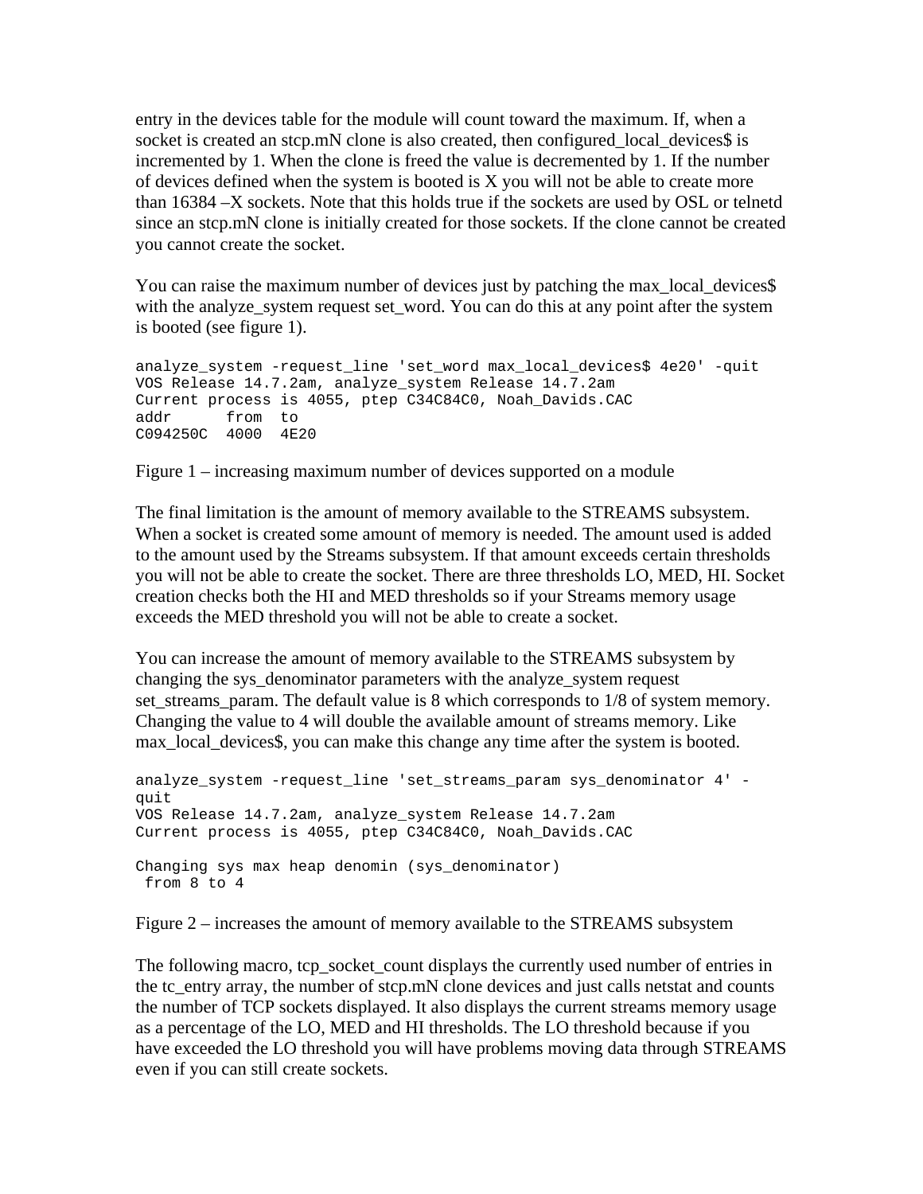entry in the devices table for the module will count toward the maximum. If, when a socket is created an stcp.mN clone is also created, then configured_local_devices$ is incremented by 1. When the clone is freed the value is decremented by 1. If the number of devices defined when the system is booted is X you will not be able to create more than 16384 –X sockets. Note that this holds true if the sockets are used by OSL or telnetd since an stcp.mN clone is initially created for those sockets. If the clone cannot be created you cannot create the socket.

You can raise the maximum number of devices just by patching the max_local_devices$ with the analyze_system request set_word. You can do this at any point after the system is booted (see figure 1).

```
analyze_system -request_line 'set_word max_local_devices$ 4e20' -quit
VOS Release 14.7.2am, analyze_system Release 14.7.2am
Current process is 4055, ptep C34C84C0, Noah_Davids.CAC
addr      from  to
C094250C  4000  4E20
```

Figure 1 – increasing maximum number of devices supported on a module

The final limitation is the amount of memory available to the STREAMS subsystem. When a socket is created some amount of memory is needed. The amount used is added to the amount used by the Streams subsystem. If that amount exceeds certain thresholds you will not be able to create the socket. There are three thresholds LO, MED, HI. Socket creation checks both the HI and MED thresholds so if your Streams memory usage exceeds the MED threshold you will not be able to create a socket.

You can increase the amount of memory available to the STREAMS subsystem by changing the sys_denominator parameters with the analyze_system request set_streams_param. The default value is 8 which corresponds to 1/8 of system memory. Changing the value to 4 will double the available amount of streams memory. Like max_local_devices$, you can make this change any time after the system is booted.

```
analyze_system -request_line 'set_streams_param sys_denominator 4' -
quit
VOS Release 14.7.2am, analyze_system Release 14.7.2am
Current process is 4055, ptep C34C84C0, Noah_Davids.CAC

Changing sys max heap denomin (sys_denominator)
 from 8 to 4
```

Figure 2 – increases the amount of memory available to the STREAMS subsystem

The following macro, tcp_socket_count displays the currently used number of entries in the tc_entry array, the number of stcp.mN clone devices and just calls netstat and counts the number of TCP sockets displayed. It also displays the current streams memory usage as a percentage of the LO, MED and HI thresholds. The LO threshold because if you have exceeded the LO threshold you will have problems moving data through STREAMS even if you can still create sockets.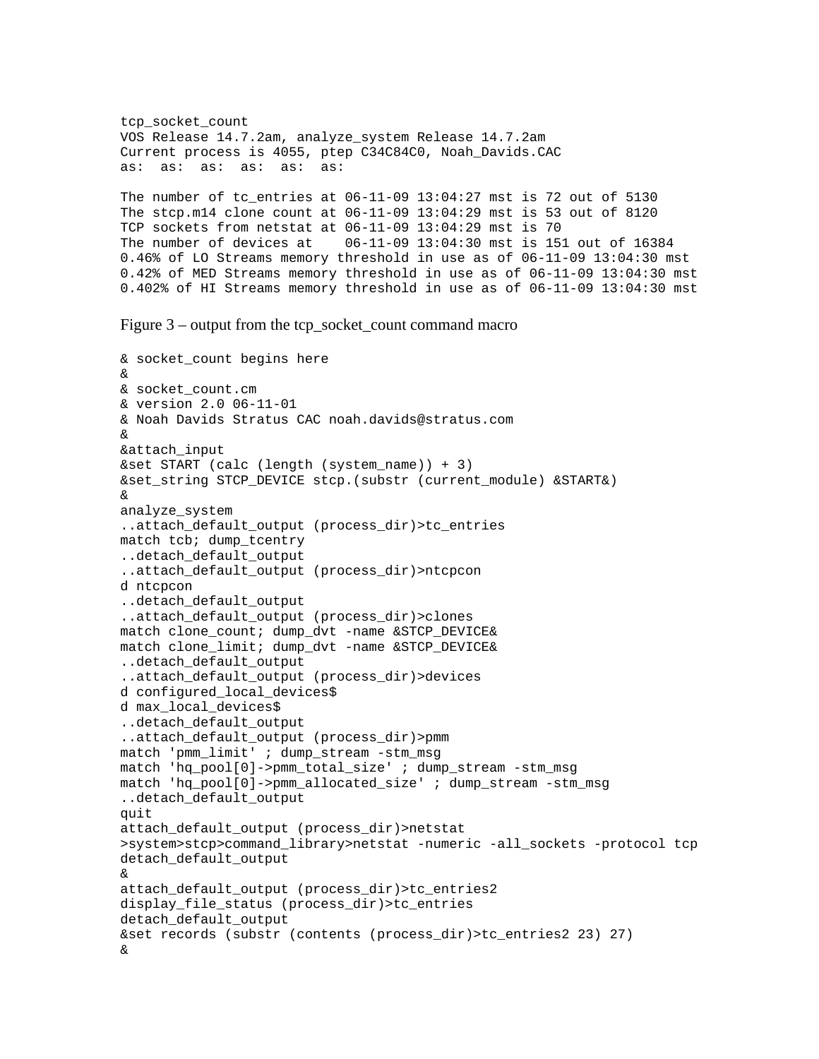```
tcp_socket_count
VOS Release 14.7.2am, analyze_system Release 14.7.2am
Current process is 4055, ptep C34C84C0, Noah_Davids.CAC
as:  as:  as:  as:  as:  as:

The number of tc_entries at 06-11-09 13:04:27 mst is 72 out of 5130
The stcp.m14 clone count at 06-11-09 13:04:29 mst is 53 out of 8120
TCP sockets from netstat at 06-11-09 13:04:29 mst is 70
The number of devices at    06-11-09 13:04:30 mst is 151 out of 16384
0.46% of LO Streams memory threshold in use as of 06-11-09 13:04:30 mst
0.42% of MED Streams memory threshold in use as of 06-11-09 13:04:30 mst
0.402% of HI Streams memory threshold in use as of 06-11-09 13:04:30 mst
```

Figure 3 – output from the tcp_socket_count command macro

```
& socket_count begins here
&
& socket_count.cm
& version 2.0 06-11-01
& Noah Davids Stratus CAC noah.davids@stratus.com
&
&attach_input
&set START (calc (length (system_name)) + 3)
&set_string STCP_DEVICE stcp.(substr (current_module) &START&)
&
analyze_system
..attach_default_output (process_dir)>tc_entries
match tcb; dump_tcentry
..detach_default_output
..attach_default_output (process_dir)>ntcpcon
d ntcpcon
..detach_default_output
..attach_default_output (process_dir)>clones
match clone_count; dump_dvt -name &STCP_DEVICE&
match clone_limit; dump_dvt -name &STCP_DEVICE&
..detach_default_output
..attach_default_output (process_dir)>devices
d configured_local_devices$
d max_local_devices$
..detach_default_output
..attach_default_output (process_dir)>pmm
match 'pmm_limit' ; dump_stream -stm_msg
match 'hq_pool[0]->pmm_total_size' ; dump_stream -stm_msg
match 'hq_pool[0]->pmm_allocated_size' ; dump_stream -stm_msg
..detach_default_output
quit
attach_default_output (process_dir)>netstat
>system>stcp>command_library>netstat -numeric -all_sockets -protocol tcp
detach_default_output
&
attach_default_output (process_dir)>tc_entries2
display_file_status (process_dir)>tc_entries
detach_default_output
&set records (substr (contents (process_dir)>tc_entries2 23) 27)
&
```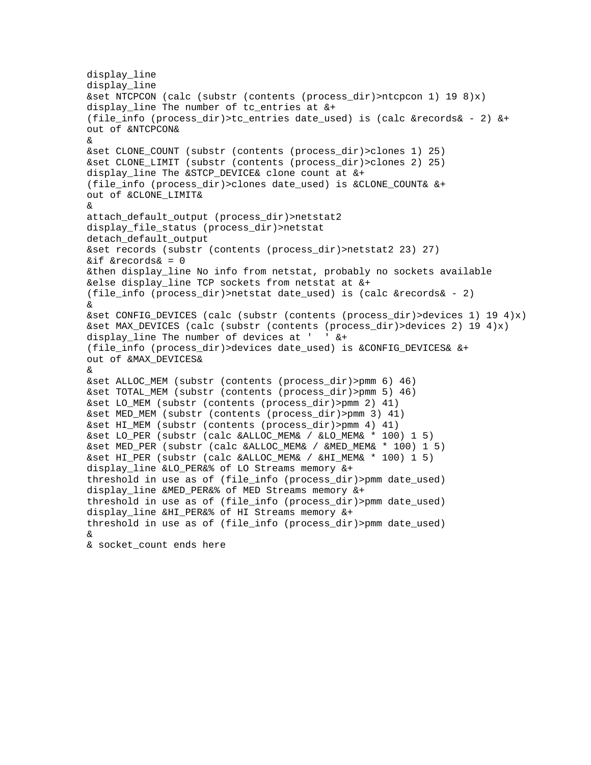```
display_line
display_line
&set NTCPCON (calc (substr (contents (process_dir)>ntcpcon 1) 19 8)x)
display_line The number of tc_entries at &+
(file_info (process_dir)>tc_entries date_used) is (calc &records& - 2) &+
out of &NTCPCON&
&
&set CLONE_COUNT (substr (contents (process_dir)>clones 1) 25)
&set CLONE_LIMIT (substr (contents (process_dir)>clones 2) 25)
display_line The &STCP_DEVICE& clone count at &+
(file_info (process_dir)>clones date_used) is &CLONE_COUNT& &+
out of &CLONE_LIMIT&
&
attach_default_output (process_dir)>netstat2
display_file_status (process_dir)>netstat
detach_default_output
&set records (substr (contents (process_dir)>netstat2 23) 27)
&if &records& = 0
&then display_line No info from netstat, probably no sockets available
&else display_line TCP sockets from netstat at &+
(file_info (process_dir)>netstat date_used) is (calc &records& - 2)
&
&set CONFIG_DEVICES (calc (substr (contents (process_dir)>devices 1) 19 4)x)
&set MAX_DEVICES (calc (substr (contents (process_dir)>devices 2) 19 4)x)
display_line The number of devices at '  ' &+
(file_info (process_dir)>devices date_used) is &CONFIG_DEVICES& &+
out of &MAX_DEVICES&
&
&set ALLOC_MEM (substr (contents (process_dir)>pmm 6) 46)
&set TOTAL_MEM (substr (contents (process_dir)>pmm 5) 46)
&set LO_MEM (substr (contents (process_dir)>pmm 2) 41)
&set MED_MEM (substr (contents (process_dir)>pmm 3) 41)
&set HI_MEM (substr (contents (process_dir)>pmm 4) 41)
&set LO_PER (substr (calc &ALLOC_MEM& / &LO_MEM& * 100) 1 5)
&set MED_PER (substr (calc &ALLOC_MEM& / &MED_MEM& * 100) 1 5)
&set HI_PER (substr (calc &ALLOC_MEM& / &HI_MEM& * 100) 1 5)
display_line &LO_PER&% of LO Streams memory &+
threshold in use as of (file_info (process_dir)>pmm date_used)
display_line &MED_PER&% of MED Streams memory &+
threshold in use as of (file_info (process_dir)>pmm date_used)
display_line &HI_PER&% of HI Streams memory &+
threshold in use as of (file_info (process_dir)>pmm date_used)
&
& socket_count ends here
```